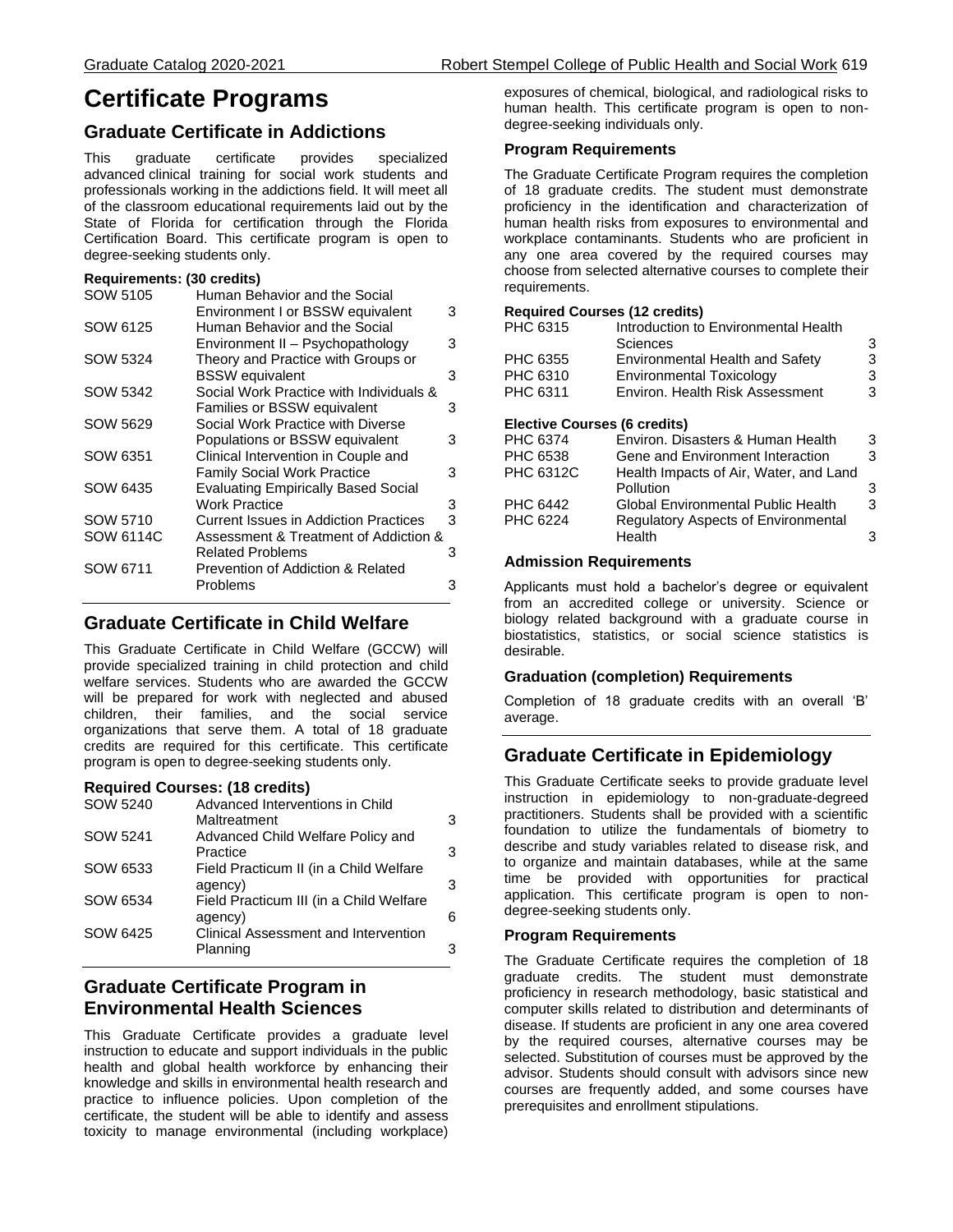# Certificate Programs

## Graduate Certificate in Addictions

This graduate certificate provides specialized advanced clinical training for social work students and professionals working in the addictions field. It will meet all of the classroom educational requirements laid out by the State of Florida for certification through the Florida Certification Board. This certificate program is open to degree-seeking students only.

**Requirements: (30 credits)**

| | | |
|---|---|---|
| SOW 5105 | Human Behavior and the Social Environment I or BSSW equivalent | 3 |
| SOW 6125 | Human Behavior and the Social Environment II – Psychopathology | 3 |
| SOW 5324 | Theory and Practice with Groups or BSSW equivalent | 3 |
| SOW 5342 | Social Work Practice with Individuals & Families or BSSW equivalent | 3 |
| SOW 5629 | Social Work Practice with Diverse Populations or BSSW equivalent | 3 |
| SOW 6351 | Clinical Intervention in Couple and Family Social Work Practice | 3 |
| SOW 6435 | Evaluating Empirically Based Social Work Practice | 3 |
| SOW 5710 | Current Issues in Addiction Practices | 3 |
| SOW 6114C | Assessment & Treatment of Addiction & Related Problems | 3 |
| SOW 6711 | Prevention of Addiction & Related Problems | 3 |

## Graduate Certificate in Child Welfare

This Graduate Certificate in Child Welfare (GCCW) will provide specialized training in child protection and child welfare services. Students who are awarded the GCCW will be prepared for work with neglected and abused children, their families, and the social service organizations that serve them. A total of 18 graduate credits are required for this certificate. This certificate program is open to degree-seeking students only.

### Required Courses: (18 credits)

| | | |
|---|---|---|
| SOW 5240 | Advanced Interventions in Child Maltreatment | 3 |
| SOW 5241 | Advanced Child Welfare Policy and Practice | 3 |
| SOW 6533 | Field Practicum II (in a Child Welfare agency) | 3 |
| SOW 6534 | Field Practicum III (in a Child Welfare agency) | 6 |
| SOW 6425 | Clinical Assessment and Intervention Planning | 3 |

## Graduate Certificate Program in Environmental Health Sciences

This Graduate Certificate provides a graduate level instruction to educate and support individuals in the public health and global health workforce by enhancing their knowledge and skills in environmental health research and practice to influence policies. Upon completion of the certificate, the student will be able to identify and assess toxicity to manage environmental (including workplace) exposures of chemical, biological, and radiological risks to human health. This certificate program is open to non-degree-seeking individuals only.

### Program Requirements

The Graduate Certificate Program requires the completion of 18 graduate credits. The student must demonstrate proficiency in the identification and characterization of human health risks from exposures to environmental and workplace contaminants. Students who are proficient in any one area covered by the required courses may choose from selected alternative courses to complete their requirements.

**Required Courses (12 credits)**

| | | |
|---|---|---|
| PHC 6315 | Introduction to Environmental Health Sciences | 3 |
| PHC 6355 | Environmental Health and Safety | 3 |
| PHC 6310 | Environmental Toxicology | 3 |
| PHC 6311 | Environ. Health Risk Assessment | 3 |

**Elective Courses (6 credits)**

| | | |
|---|---|---|
| PHC 6374 | Environ. Disasters & Human Health | 3 |
| PHC 6538 | Gene and Environment Interaction | 3 |
| PHC 6312C | Health Impacts of Air, Water, and Land Pollution | 3 |
| PHC 6442 | Global Environmental Public Health | 3 |
| PHC 6224 | Regulatory Aspects of Environmental Health | 3 |

### Admission Requirements

Applicants must hold a bachelor's degree or equivalent from an accredited college or university. Science or biology related background with a graduate course in biostatistics, statistics, or social science statistics is desirable.

### Graduation (completion) Requirements

Completion of 18 graduate credits with an overall 'B' average.

## Graduate Certificate in Epidemiology

This Graduate Certificate seeks to provide graduate level instruction in epidemiology to non-graduate-degreed practitioners. Students shall be provided with a scientific foundation to utilize the fundamentals of biometry to describe and study variables related to disease risk, and to organize and maintain databases, while at the same time be provided with opportunities for practical application. This certificate program is open to non-degree-seeking students only.

### Program Requirements

The Graduate Certificate requires the completion of 18 graduate credits. The student must demonstrate proficiency in research methodology, basic statistical and computer skills related to distribution and determinants of disease. If students are proficient in any one area covered by the required courses, alternative courses may be selected. Substitution of courses must be approved by the advisor. Students should consult with advisors since new courses are frequently added, and some courses have prerequisites and enrollment stipulations.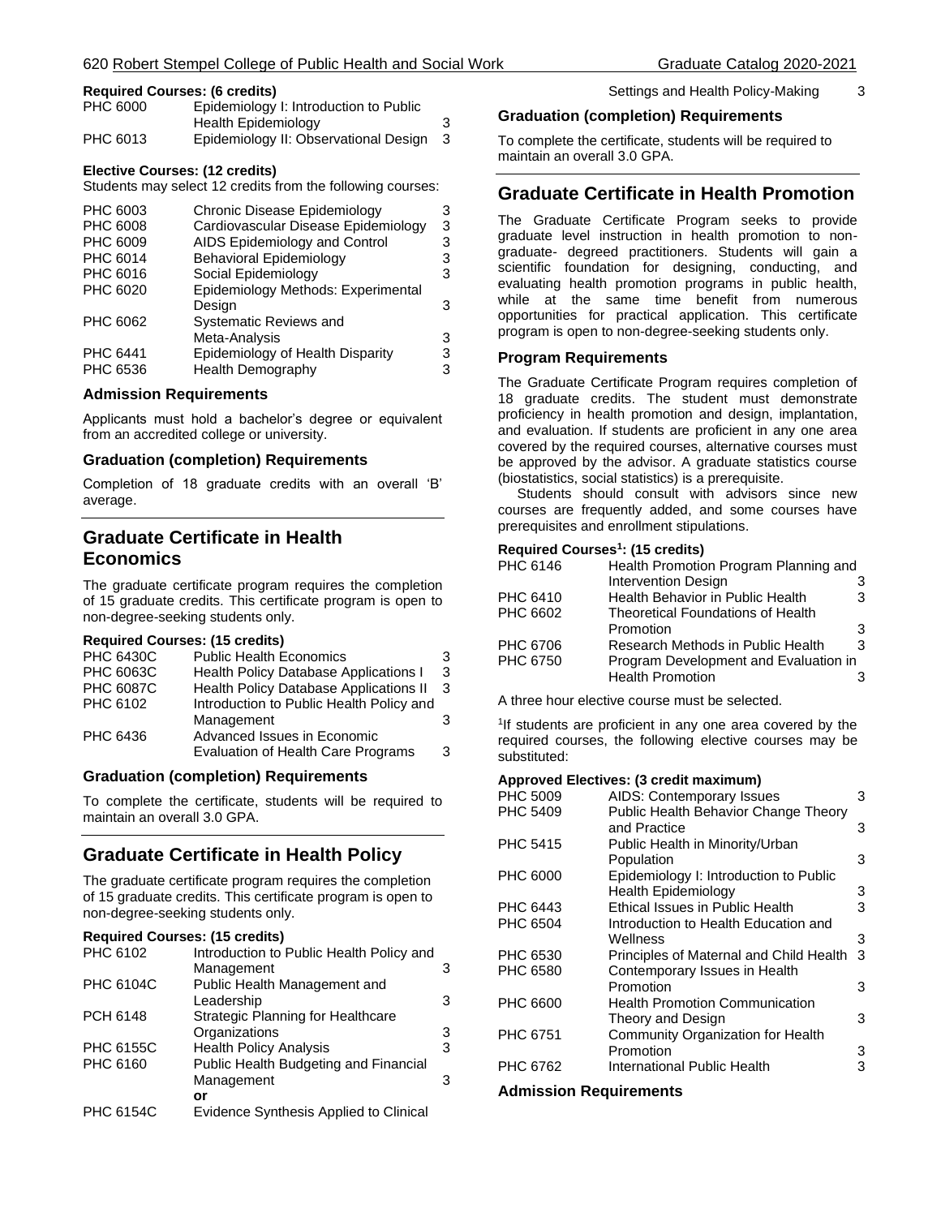**Required Courses: (6 credits)**

| | | |
|---|---|---|
| PHC 6000 | Epidemiology I: Introduction to Public Health Epidemiology | 3 |
| PHC 6013 | Epidemiology II: Observational Design | 3 |

**Elective Courses: (12 credits)**

Students may select 12 credits from the following courses:

| | | |
|---|---|---|
| PHC 6003 | Chronic Disease Epidemiology | 3 |
| PHC 6008 | Cardiovascular Disease Epidemiology | 3 |
| PHC 6009 | AIDS Epidemiology and Control | 3 |
| PHC 6014 | Behavioral Epidemiology | 3 |
| PHC 6016 | Social Epidemiology | 3 |
| PHC 6020 | Epidemiology Methods: Experimental Design | 3 |
| PHC 6062 | Systematic Reviews and Meta-Analysis | 3 |
| PHC 6441 | Epidemiology of Health Disparity | 3 |
| PHC 6536 | Health Demography | 3 |

### Admission Requirements

Applicants must hold a bachelor's degree or equivalent from an accredited college or university.

### Graduation (completion) Requirements

Completion of 18 graduate credits with an overall 'B' average.

## Graduate Certificate in Health Economics

The graduate certificate program requires the completion of 15 graduate credits. This certificate program is open to non-degree-seeking students only.

**Required Courses: (15 credits)**

| | | |
|---|---|---|
| PHC 6430C | Public Health Economics | 3 |
| PHC 6063C | Health Policy Database Applications I | 3 |
| PHC 6087C | Health Policy Database Applications II | 3 |
| PHC 6102 | Introduction to Public Health Policy and Management | 3 |
| PHC 6436 | Advanced Issues in Economic Evaluation of Health Care Programs | 3 |

### Graduation (completion) Requirements

To complete the certificate, students will be required to maintain an overall 3.0 GPA.

## Graduate Certificate in Health Policy

The graduate certificate program requires the completion of 15 graduate credits. This certificate program is open to non-degree-seeking students only.

**Required Courses: (15 credits)**

| | | |
|---|---|---|
| PHC 6102 | Introduction to Public Health Policy and Management | 3 |
| PHC 6104C | Public Health Management and Leadership | 3 |
| PCH 6148 | Strategic Planning for Healthcare Organizations | 3 |
| PHC 6155C | Health Policy Analysis | 3 |
| PHC 6160 | Public Health Budgeting and Financial Management | 3 |
| | **or** | |
| PHC 6154C | Evidence Synthesis Applied to Clinical Settings and Health Policy-Making | 3 |

### Graduation (completion) Requirements

To complete the certificate, students will be required to maintain an overall 3.0 GPA.

## Graduate Certificate in Health Promotion

The Graduate Certificate Program seeks to provide graduate level instruction in health promotion to non-graduate- degreed practitioners. Students will gain a scientific foundation for designing, conducting, and evaluating health promotion programs in public health, while at the same time benefit from numerous opportunities for practical application. This certificate program is open to non-degree-seeking students only.

### Program Requirements

The Graduate Certificate Program requires completion of 18 graduate credits. The student must demonstrate proficiency in health promotion and design, implantation, and evaluation. If students are proficient in any one area covered by the required courses, alternative courses must be approved by the advisor. A graduate statistics course (biostatistics, social statistics) is a prerequisite.

Students should consult with advisors since new courses are frequently added, and some courses have prerequisites and enrollment stipulations.

**Required Courses[1]: (15 credits)**

| | | |
|---|---|---|
| PHC 6146 | Health Promotion Program Planning and Intervention Design | 3 |
| PHC 6410 | Health Behavior in Public Health | 3 |
| PHC 6602 | Theoretical Foundations of Health Promotion | 3 |
| PHC 6706 | Research Methods in Public Health | 3 |
| PHC 6750 | Program Development and Evaluation in Health Promotion | 3 |

A three hour elective course must be selected.

[1]If students are proficient in any one area covered by the required courses, the following elective courses may be substituted:

**Approved Electives: (3 credit maximum)**

| | | |
|---|---|---|
| PHC 5009 | AIDS: Contemporary Issues | 3 |
| PHC 5409 | Public Health Behavior Change Theory and Practice | 3 |
| PHC 5415 | Public Health in Minority/Urban Population | 3 |
| PHC 6000 | Epidemiology I: Introduction to Public Health Epidemiology | 3 |
| PHC 6443 | Ethical Issues in Public Health | 3 |
| PHC 6504 | Introduction to Health Education and Wellness | 3 |
| PHC 6530 | Principles of Maternal and Child Health | 3 |
| PHC 6580 | Contemporary Issues in Health Promotion | 3 |
| PHC 6600 | Health Promotion Communication Theory and Design | 3 |
| PHC 6751 | Community Organization for Health Promotion | 3 |
| PHC 6762 | International Public Health | 3 |

### Admission Requirements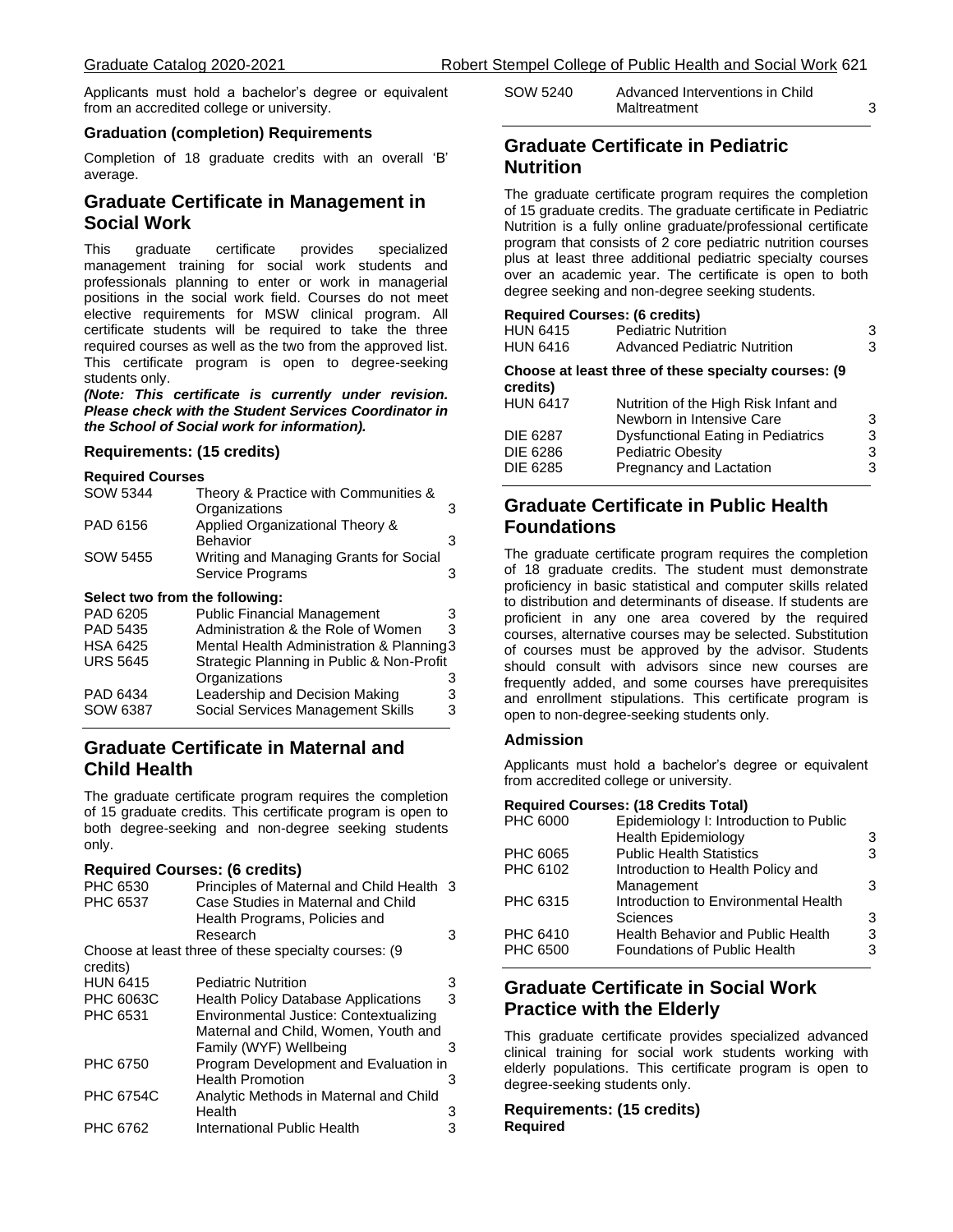Applicants must hold a bachelor's degree or equivalent from an accredited college or university.

### Graduation (completion) Requirements

Completion of 18 graduate credits with an overall 'B' average.

## Graduate Certificate in Management in Social Work

This graduate certificate provides specialized management training for social work students and professionals planning to enter or work in managerial positions in the social work field. Courses do not meet elective requirements for MSW clinical program. All certificate students will be required to take the three required courses as well as the two from the approved list. This certificate program is open to degree-seeking students only.

***(Note: This certificate is currently under revision. Please check with the Student Services Coordinator in the School of Social work for information).***

### Requirements: (15 credits)

**Required Courses**

| | | |
|---|---|---|
| SOW 5344 | Theory & Practice with Communities & Organizations | 3 |
| PAD 6156 | Applied Organizational Theory & Behavior | 3 |
| SOW 5455 | Writing and Managing Grants for Social Service Programs | 3 |

**Select two from the following:**

| | | |
|---|---|---|
| PAD 6205 | Public Financial Management | 3 |
| PAD 5435 | Administration & the Role of Women | 3 |
| HSA 6425 | Mental Health Administration & Planning | 3 |
| URS 5645 | Strategic Planning in Public & Non-Profit Organizations | 3 |
| PAD 6434 | Leadership and Decision Making | 3 |
| SOW 6387 | Social Services Management Skills | 3 |

## Graduate Certificate in Maternal and Child Health

The graduate certificate program requires the completion of 15 graduate credits. This certificate program is open to both degree-seeking and non-degree seeking students only.

### Required Courses: (6 credits)

| | | |
|---|---|---|
| PHC 6530 | Principles of Maternal and Child Health | 3 |
| PHC 6537 | Case Studies in Maternal and Child Health Programs, Policies and Research | 3 |

Choose at least three of these specialty courses: (9 credits)

| | | |
|---|---|---|
| HUN 6415 | Pediatric Nutrition | 3 |
| PHC 6063C | Health Policy Database Applications | 3 |
| PHC 6531 | Environmental Justice: Contextualizing Maternal and Child, Women, Youth and Family (WYF) Wellbeing | 3 |
| PHC 6750 | Program Development and Evaluation in Health Promotion | 3 |
| PHC 6754C | Analytic Methods in Maternal and Child Health | 3 |
| PHC 6762 | International Public Health | 3 |
| SOW 5240 | Advanced Interventions in Child Maltreatment | 3 |

## Graduate Certificate in Pediatric Nutrition

The graduate certificate program requires the completion of 15 graduate credits. The graduate certificate in Pediatric Nutrition is a fully online graduate/professional certificate program that consists of 2 core pediatric nutrition courses plus at least three additional pediatric specialty courses over an academic year. The certificate is open to both degree seeking and non-degree seeking students.

**Required Courses: (6 credits)**

| | | |
|---|---|---|
| HUN 6415 | Pediatric Nutrition | 3 |
| HUN 6416 | Advanced Pediatric Nutrition | 3 |

**Choose at least three of these specialty courses: (9 credits)**

| | | |
|---|---|---|
| HUN 6417 | Nutrition of the High Risk Infant and Newborn in Intensive Care | 3 |
| DIE 6287 | Dysfunctional Eating in Pediatrics | 3 |
| DIE 6286 | Pediatric Obesity | 3 |
| DIE 6285 | Pregnancy and Lactation | 3 |

## Graduate Certificate in Public Health Foundations

The graduate certificate program requires the completion of 18 graduate credits. The student must demonstrate proficiency in basic statistical and computer skills related to distribution and determinants of disease. If students are proficient in any one area covered by the required courses, alternative courses may be selected. Substitution of courses must be approved by the advisor. Students should consult with advisors since new courses are frequently added, and some courses have prerequisites and enrollment stipulations. This certificate program is open to non-degree-seeking students only.

### Admission

Applicants must hold a bachelor's degree or equivalent from accredited college or university.

**Required Courses: (18 Credits Total)**

| | | |
|---|---|---|
| PHC 6000 | Epidemiology I: Introduction to Public Health Epidemiology | 3 |
| PHC 6065 | Public Health Statistics | 3 |
| PHC 6102 | Introduction to Health Policy and Management | 3 |
| PHC 6315 | Introduction to Environmental Health Sciences | 3 |
| PHC 6410 | Health Behavior and Public Health | 3 |
| PHC 6500 | Foundations of Public Health | 3 |

## Graduate Certificate in Social Work Practice with the Elderly

This graduate certificate provides specialized advanced clinical training for social work students working with elderly populations. This certificate program is open to degree-seeking students only.

### Requirements: (15 credits)

**Required**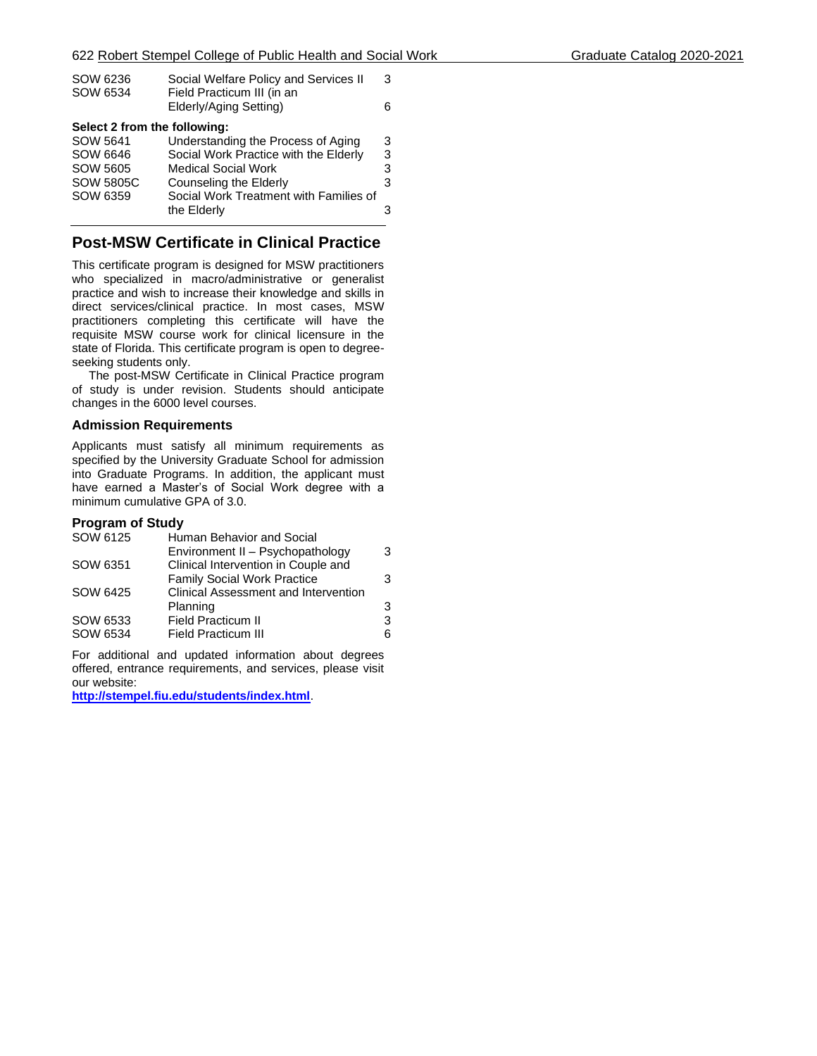| | | |
|---|---|---|
| SOW 6236 | Social Welfare Policy and Services II | 3 |
| SOW 6534 | Field Practicum III (in an Elderly/Aging Setting) | 6 |

**Select 2 from the following:**

| | | |
|---|---|---|
| SOW 5641 | Understanding the Process of Aging | 3 |
| SOW 6646 | Social Work Practice with the Elderly | 3 |
| SOW 5605 | Medical Social Work | 3 |
| SOW 5805C | Counseling the Elderly | 3 |
| SOW 6359 | Social Work Treatment with Families of the Elderly | 3 |

## Post-MSW Certificate in Clinical Practice

This certificate program is designed for MSW practitioners who specialized in macro/administrative or generalist practice and wish to increase their knowledge and skills in direct services/clinical practice. In most cases, MSW practitioners completing this certificate will have the requisite MSW course work for clinical licensure in the state of Florida. This certificate program is open to degree-seeking students only.

The post-MSW Certificate in Clinical Practice program of study is under revision. Students should anticipate changes in the 6000 level courses.

### Admission Requirements

Applicants must satisfy all minimum requirements as specified by the University Graduate School for admission into Graduate Programs. In addition, the applicant must have earned a Master's of Social Work degree with a minimum cumulative GPA of 3.0.

### Program of Study

| | | |
|---|---|---|
| SOW 6125 | Human Behavior and Social Environment II – Psychopathology | 3 |
| SOW 6351 | Clinical Intervention in Couple and Family Social Work Practice | 3 |
| SOW 6425 | Clinical Assessment and Intervention Planning | 3 |
| SOW 6533 | Field Practicum II | 3 |
| SOW 6534 | Field Practicum III | 6 |

For additional and updated information about degrees offered, entrance requirements, and services, please visit our website:
**http://stempel.fiu.edu/students/index.html**.